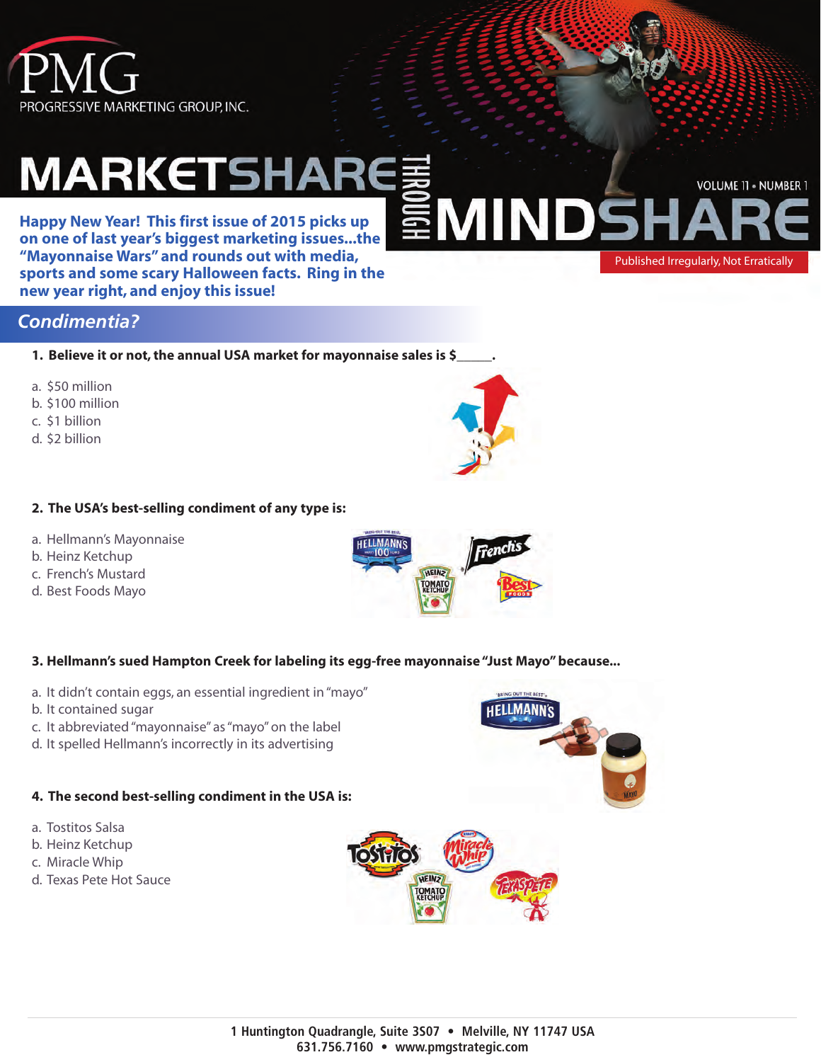PMG

PROGRESSIVE MARKETING GROUP, INC.

# MARKETSHARE THROUGH MINDSHARE

Published Irregularly, Not Erratically

**Happy New Year! This first issue of 2015 picks up on one of last year's biggest marketing issues...the "Mayonnaise Wars" and rounds out with media, sports and some scary Halloween facts. Ring in the new year right, and enjoy this issue!**

## *Condimentia?*

**1. Believe it or not, the annual USA market for mayonnaise sales is $\_\_\_\_\_.**

a. $50 million
b. $100 million
c. $1 billion
d. $2 billion

**2. The USA's best-selling condiment of any type is:**

a. Hellmann's Mayonnaise
b. Heinz Ketchup
c. French's Mustard
d. Best Foods Mayo

**3. Hellmann's sued Hampton Creek for labeling its egg-free mayonnaise "Just Mayo" because...**

a. It didn't contain eggs, an essential ingredient in "mayo"
b. It contained sugar
c. It abbreviated "mayonnaise" as "mayo" on the label
d. It spelled Hellmann's incorrectly in its advertising

**4. The second best-selling condiment in the USA is:**

a. Tostitos Salsa
b. Heinz Ketchup
c. Miracle Whip
d. Texas Pete Hot Sauce

**1 Huntington Quadrangle, Suite 3S07 • Melville, NY 11747 USA**
**631.756.7160 • www.pmgstrategic.com**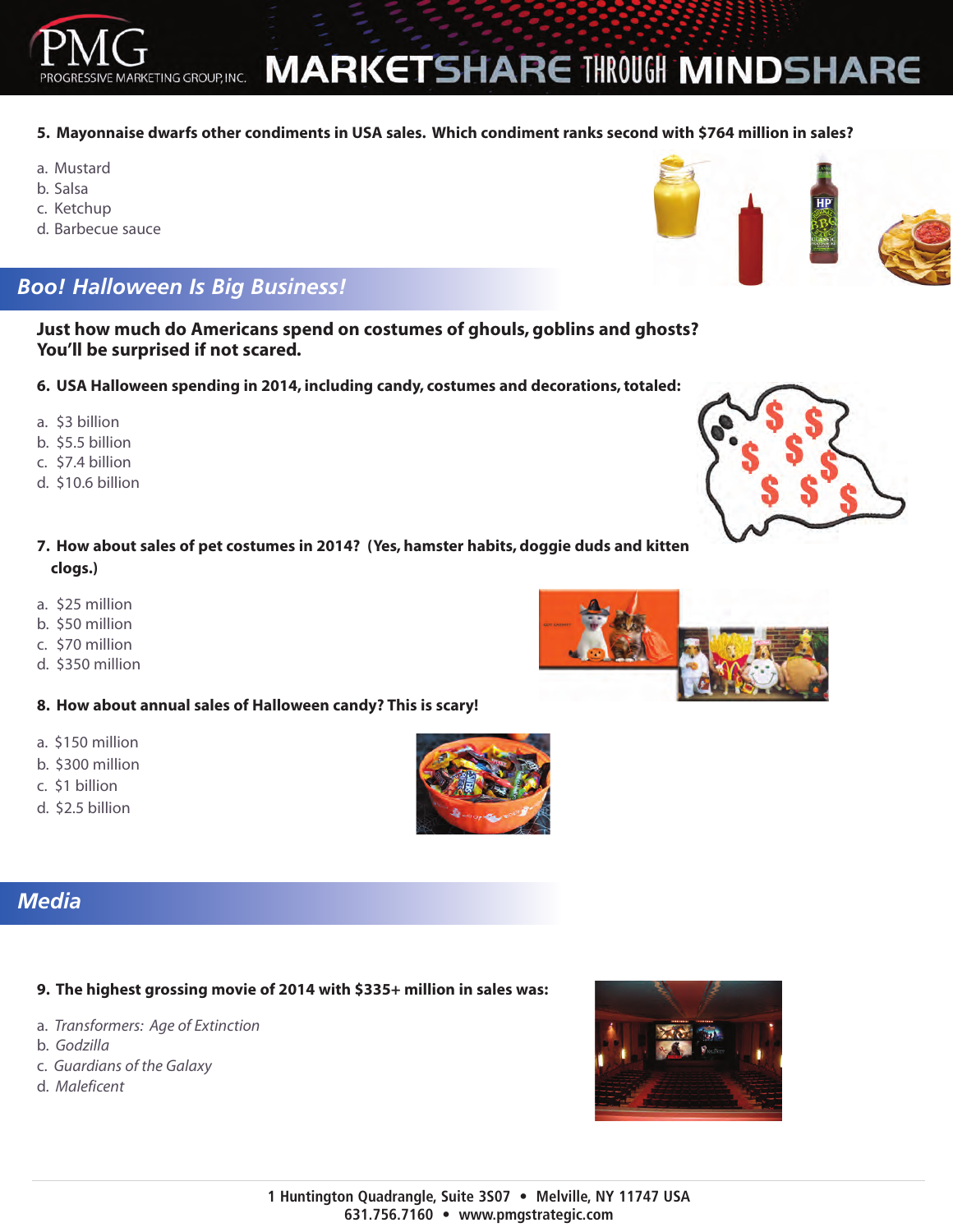**5. Mayonnaise dwarfs other condiments in USA sales. Which condiment ranks second with $764 million in sales?**

a. Mustard
b. Salsa
c. Ketchup
d. Barbecue sauce

## *Boo! Halloween Is Big Business!*

**Just how much do Americans spend on costumes of ghouls, goblins and ghosts? You'll be surprised if not scared.**

**6. USA Halloween spending in 2014, including candy, costumes and decorations, totaled:**

a. $3 billion
b. $5.5 billion
c. $7.4 billion
d. $10.6 billion

**7. How about sales of pet costumes in 2014? (Yes, hamster habits, doggie duds and kitten clogs.)**

a. $25 million
b. $50 million
c. $70 million
d. $350 million

**8. How about annual sales of Halloween candy? This is scary!**

a. $150 million
b. $300 million
c. $1 billion
d. $2.5 billion

## *Media*

**9. The highest grossing movie of 2014 with $335+ million in sales was:**

a. *Transformers: Age of Extinction*
b. *Godzilla*
c. *Guardians of the Galaxy*
d. *Maleficent*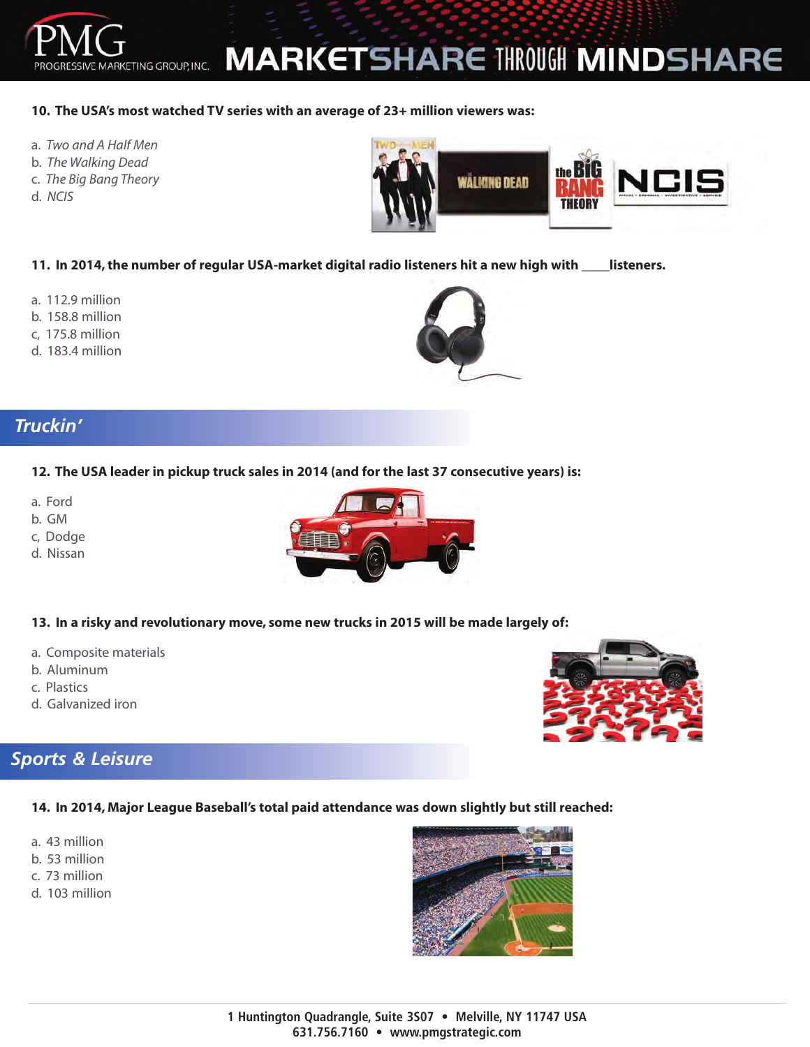**10. The USA's most watched TV series with an average of 23+ million viewers was:**

a. *Two and A Half Men*
b. *The Walking Dead*
c. *The Big Bang Theory*
d. *NCIS*

**11. In 2014, the number of regular USA-market digital radio listeners hit a new high with ____listeners.**

a. 112.9 million
b. 158.8 million
c, 175.8 million
d. 183.4 million

## *Truckin'*

**12. The USA leader in pickup truck sales in 2014 (and for the last 37 consecutive years) is:**

a. Ford
b. GM
c, Dodge
d. Nissan

**13. In a risky and revolutionary move, some new trucks in 2015 will be made largely of:**

a. Composite materials
b. Aluminum
c. Plastics
d. Galvanized iron

## *Sports & Leisure*

**14. In 2014, Major League Baseball's total paid attendance was down slightly but still reached:**

a. 43 million
b. 53 million
c. 73 million
d. 103 million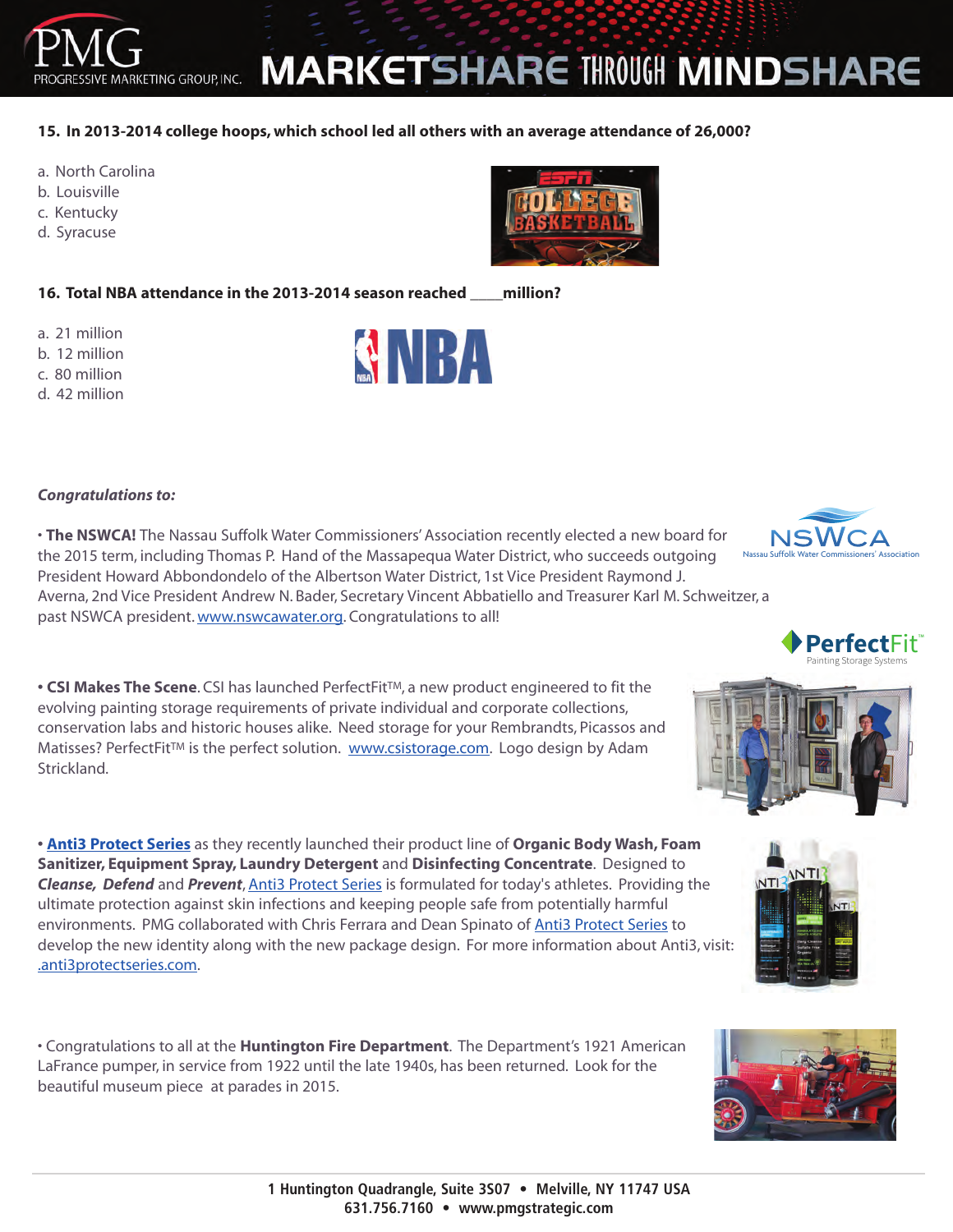**15. In 2013-2014 college hoops, which school led all others with an average attendance of 26,000?**

a. North Carolina
b. Louisville
c. Kentucky
d. Syracuse

**16. Total NBA attendance in the 2013-2014 season reached ____million?**

a. 21 million
b. 12 million
c. 80 million
d. 42 million

***Congratulations to:***

• **The NSWCA!** The Nassau Suffolk Water Commissioners' Association recently elected a new board for the 2015 term, including Thomas P. Hand of the Massapequa Water District, who succeeds outgoing President Howard Abbondondelo of the Albertson Water District, 1st Vice President Raymond J. Averna, 2nd Vice President Andrew N. Bader, Secretary Vincent Abbatiello and Treasurer Karl M. Schweitzer, a past NSWCA president. www.nswcawater.org. Congratulations to all!

• **CSI Makes The Scene**. CSI has launched PerfectFit™, a new product engineered to fit the evolving painting storage requirements of private individual and corporate collections, conservation labs and historic houses alike. Need storage for your Rembrandts, Picassos and Matisses? PerfectFit™ is the perfect solution. www.csistorage.com. Logo design by Adam Strickland.

• **Anti3 Protect Series** as they recently launched their product line of **Organic Body Wash, Foam Sanitizer, Equipment Spray, Laundry Detergent** and **Disinfecting Concentrate**. Designed to ***Cleanse, Defend*** and ***Prevent***, Anti3 Protect Series is formulated for today's athletes. Providing the ultimate protection against skin infections and keeping people safe from potentially harmful environments. PMG collaborated with Chris Ferrara and Dean Spinato of Anti3 Protect Series to develop the new identity along with the new package design. For more information about Anti3, visit: .anti3protectseries.com.

• Congratulations to all at the **Huntington Fire Department**. The Department's 1921 American LaFrance pumper, in service from 1922 until the late 1940s, has been returned. Look for the beautiful museum piece at parades in 2015.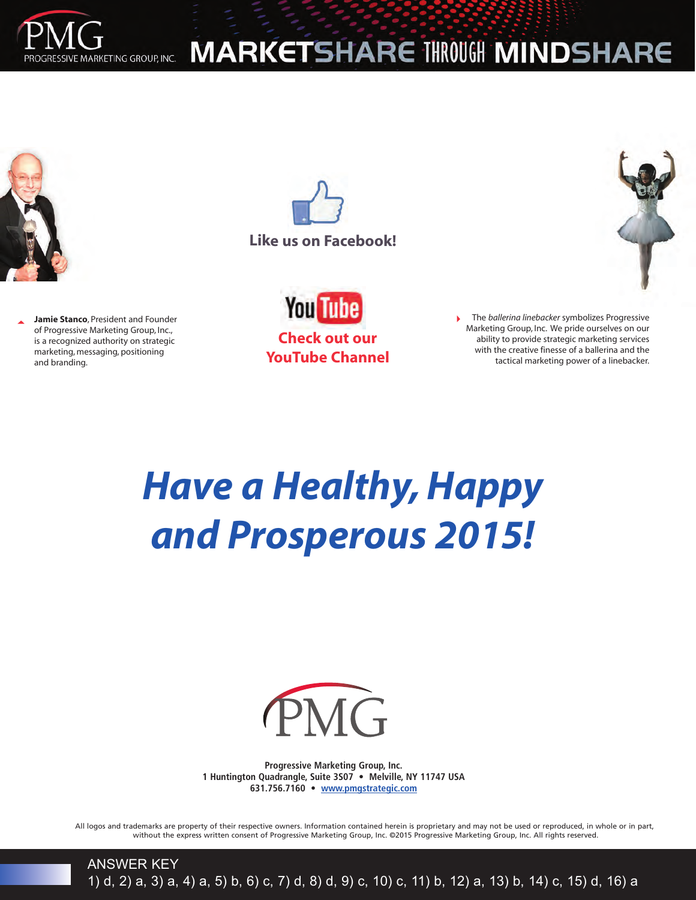PMG PROGRESSIVE MARKETING GROUP, INC.

# MARKETSHARE THROUGH MINDSHARE

**Jamie Stanco**, President and Founder of Progressive Marketing Group, Inc., is a recognized authority on strategic marketing, messaging, positioning and branding.

**Like us on Facebook!**

**Check out our YouTube Channel**

The *ballerina linebacker* symbolizes Progressive Marketing Group, Inc. We pride ourselves on our ability to provide strategic marketing services with the creative finesse of a ballerina and the tactical marketing power of a linebacker.

# *Have a Healthy, Happy and Prosperous 2015!*

PMG

**Progressive Marketing Group, Inc.**
**1 Huntington Quadrangle, Suite 3S07 • Melville, NY 11747 USA**
**631.756.7160 • www.pmgstrategic.com**

All logos and trademarks are property of their respective owners. Information contained herein is proprietary and may not be used or reproduced, in whole or in part, without the express written consent of Progressive Marketing Group, Inc. ©2015 Progressive Marketing Group, Inc. All rights reserved.

ANSWER KEY
1) d, 2) a, 3) a, 4) a, 5) b, 6) c, 7) d, 8) d, 9) c, 10) c, 11) b, 12) a, 13) b, 14) c, 15) d, 16) a